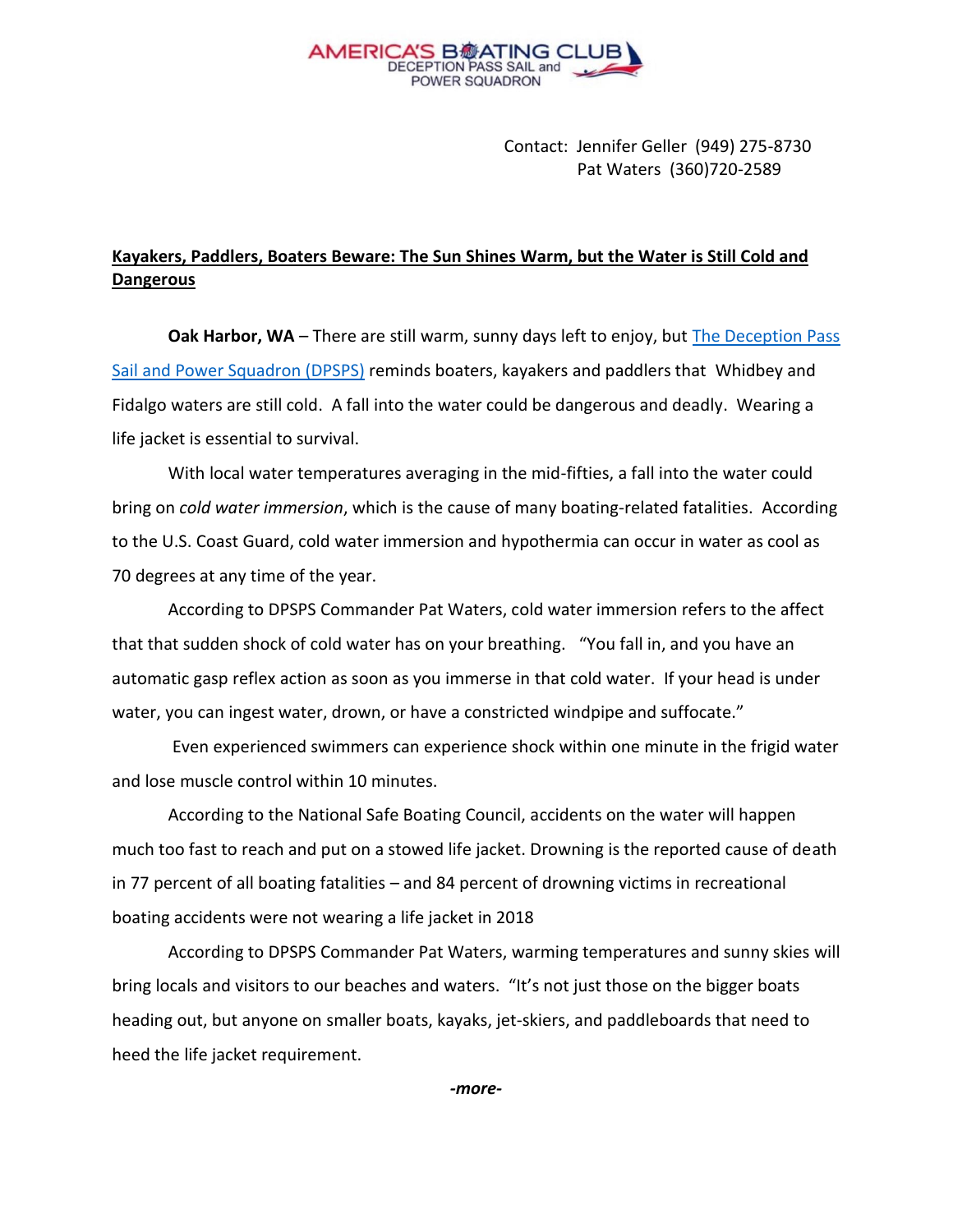AMERICA'S BOATING CLUB
DECEPTION PASS SAIL and
POWER SQUADRON

Contact: Jennifer Geller (949) 275-8730
Pat Waters (360)720-2589

**Kayakers, Paddlers, Boaters Beware: The Sun Shines Warm, but the Water is Still Cold and Dangerous**

**Oak Harbor, WA** – There are still warm, sunny days left to enjoy, but The Deception Pass Sail and Power Squadron (DPSPS) reminds boaters, kayakers and paddlers that Whidbey and Fidalgo waters are still cold. A fall into the water could be dangerous and deadly. Wearing a life jacket is essential to survival.

With local water temperatures averaging in the mid-fifties, a fall into the water could bring on *cold water immersion*, which is the cause of many boating-related fatalities. According to the U.S. Coast Guard, cold water immersion and hypothermia can occur in water as cool as 70 degrees at any time of the year.

According to DPSPS Commander Pat Waters, cold water immersion refers to the affect that that sudden shock of cold water has on your breathing. "You fall in, and you have an automatic gasp reflex action as soon as you immerse in that cold water. If your head is under water, you can ingest water, drown, or have a constricted windpipe and suffocate."

Even experienced swimmers can experience shock within one minute in the frigid water and lose muscle control within 10 minutes.

According to the National Safe Boating Council, accidents on the water will happen much too fast to reach and put on a stowed life jacket. Drowning is the reported cause of death in 77 percent of all boating fatalities – and 84 percent of drowning victims in recreational boating accidents were not wearing a life jacket in 2018

According to DPSPS Commander Pat Waters, warming temperatures and sunny skies will bring locals and visitors to our beaches and waters. "It's not just those on the bigger boats heading out, but anyone on smaller boats, kayaks, jet-skiers, and paddleboards that need to heed the life jacket requirement.

***-more-***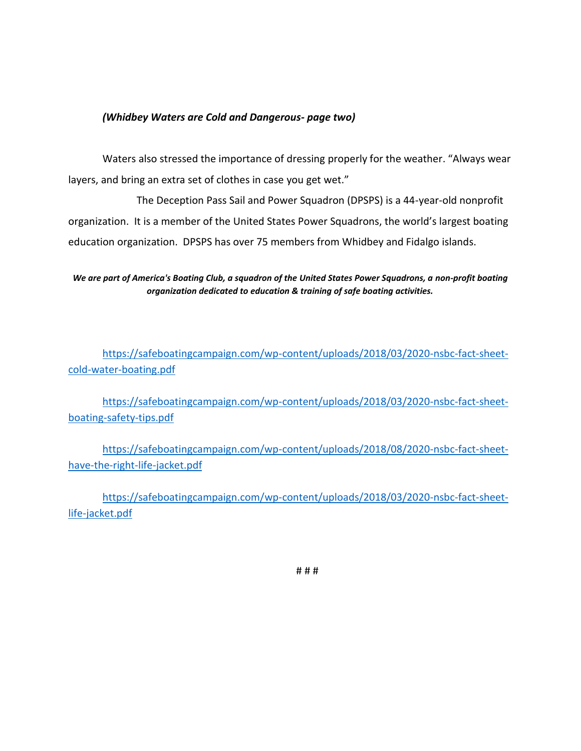*(Whidbey Waters are Cold and Dangerous- page two)*

Waters also stressed the importance of dressing properly for the weather. "Always wear layers, and bring an extra set of clothes in case you get wet."

The Deception Pass Sail and Power Squadron (DPSPS) is a 44-year-old nonprofit organization. It is a member of the United States Power Squadrons, the world's largest boating education organization. DPSPS has over 75 members from Whidbey and Fidalgo islands.

***We are part of America's Boating Club, a squadron of the United States Power Squadrons, a non-profit boating organization dedicated to education & training of safe boating activities.***

https://safeboatingcampaign.com/wp-content/uploads/2018/03/2020-nsbc-fact-sheet-cold-water-boating.pdf

https://safeboatingcampaign.com/wp-content/uploads/2018/03/2020-nsbc-fact-sheet-boating-safety-tips.pdf

https://safeboatingcampaign.com/wp-content/uploads/2018/08/2020-nsbc-fact-sheet-have-the-right-life-jacket.pdf

https://safeboatingcampaign.com/wp-content/uploads/2018/03/2020-nsbc-fact-sheet-life-jacket.pdf

# # #